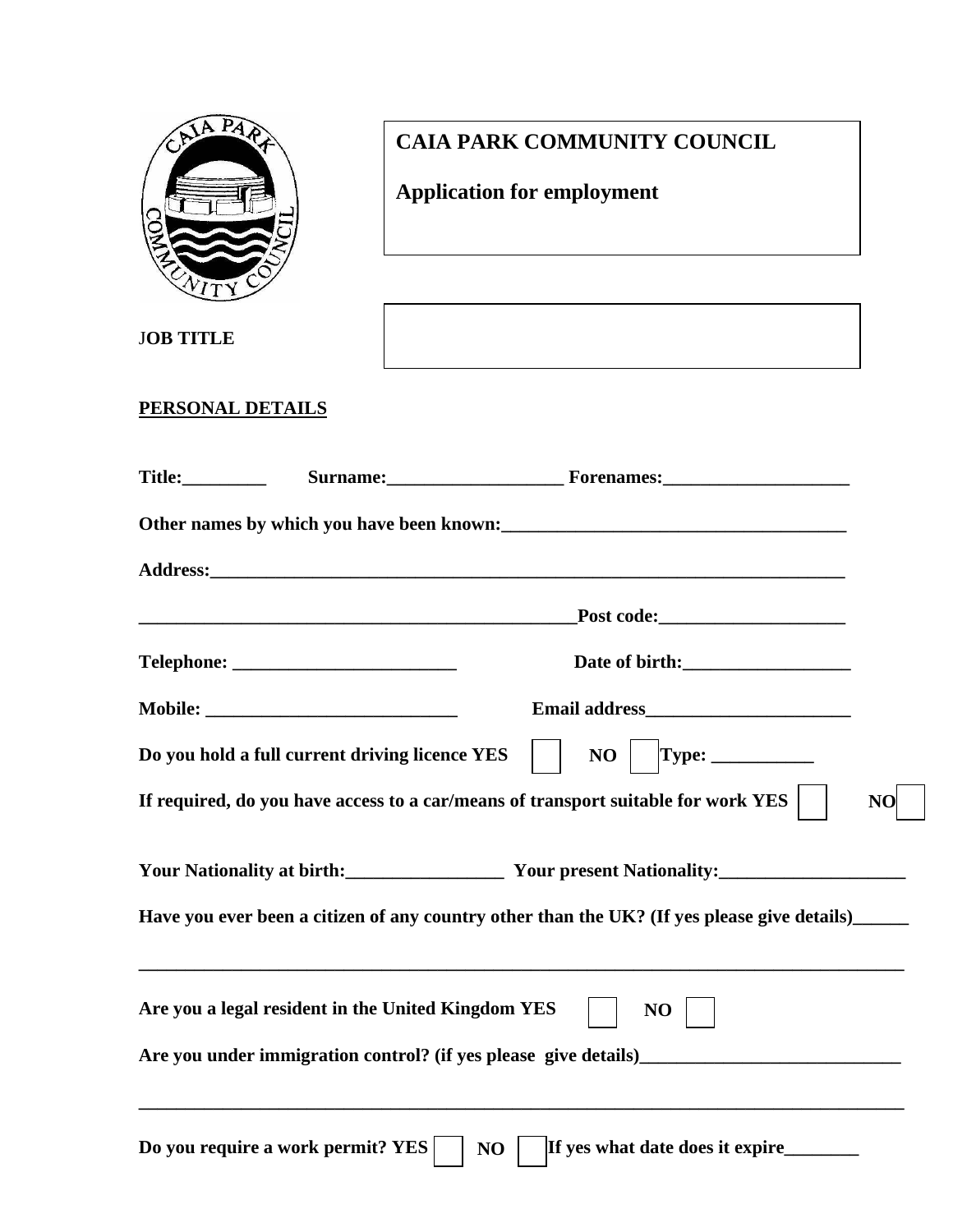# CAIA PARK COMMUNITY COUNCIL

## Application for employment

**JOB TITLE**

**PERSONAL DETAILS**

**Title:_________ Surname:___________________ Forenames:____________________**

**Other names by which you have been known:_____________________________________**

**Address:_____________________________________________________________________**

**_______________________________________________Post code:____________________**

**Telephone: ________________________ Date of birth:__________________**

**Mobile: ___________________________ Email address______________________**

**Do you hold a full current driving licence YES ☐ NO ☐ Type: ___________**

**If required, do you have access to a car/means of transport suitable for work YES ☐ NO ☐**

**Your Nationality at birth:_________________ Your present Nationality:____________________**

**Have you ever been a citizen of any country other than the UK? (If yes please give details)______**

**_______________________________________________________________________________**

**Are you a legal resident in the United Kingdom YES ☐ NO ☐**

**Are you under immigration control? (if yes please give details)____________________________**

**_______________________________________________________________________________**

**Do you require a work permit? YES ☐ NO ☐ If yes what date does it expire________**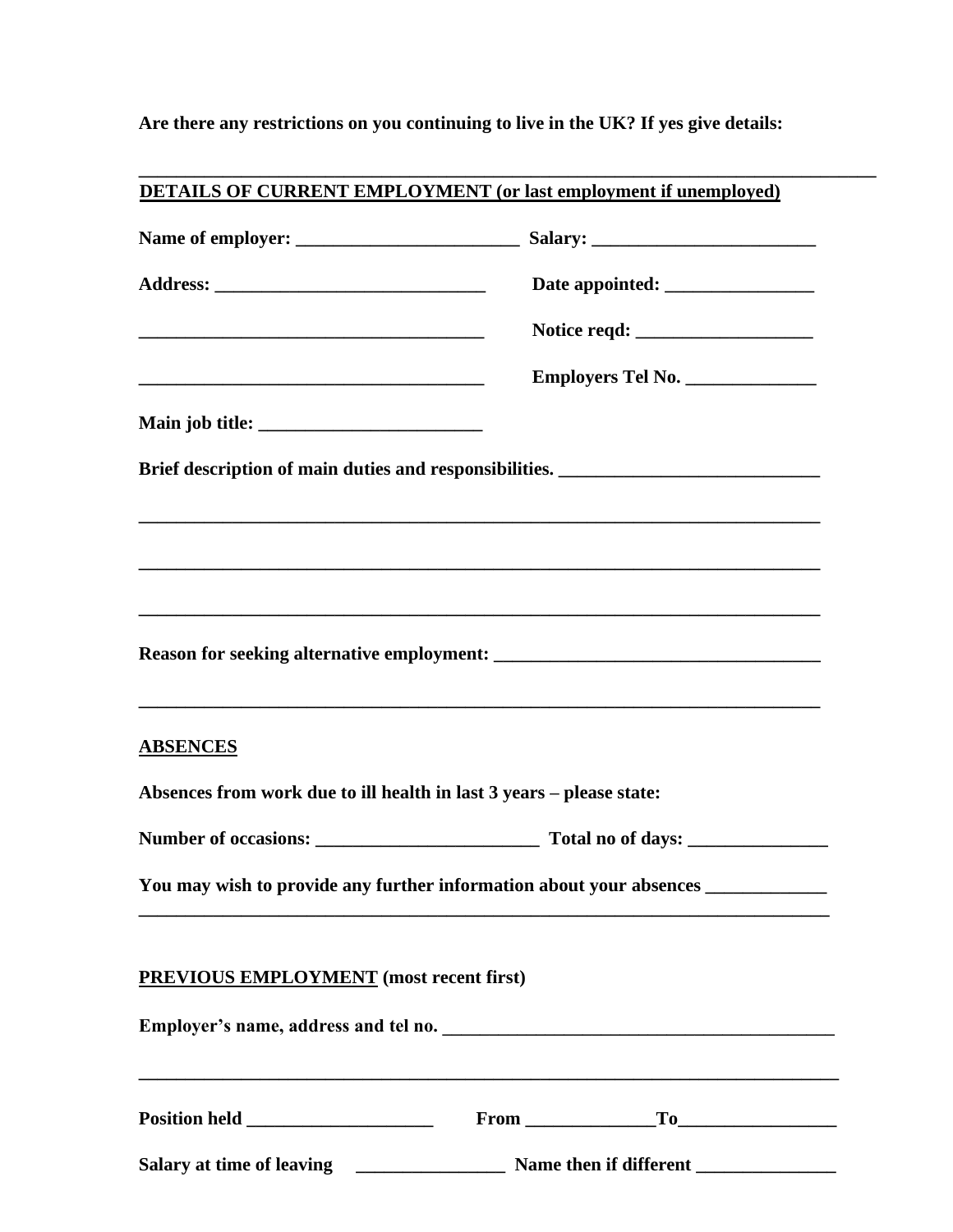**Are there any restrictions on you continuing to live in the UK? If yes give details:**

______________________________________________________________________________

**<u>DETAILS OF CURRENT EMPLOYMENT (or last employment if unemployed)</u>**

**Name of employer:** ________________________ **Salary:** ________________________

**Address:** _____________________________ **Date appointed:** ________________

_____________________________________ **Notice reqd:** ___________________

_____________________________________ **Employers Tel No.** ______________

**Main job title:** ________________________

**Brief description of main duties and responsibilities.** ____________________________

___________________________________________________________________________

___________________________________________________________________________

___________________________________________________________________________

**Reason for seeking alternative employment:** ___________________________________

___________________________________________________________________________

**<u>ABSENCES</u>**

**Absences from work due to ill health in last 3 years – please state:**

**Number of occasions:** ________________________ **Total no of days:** _______________

**You may wish to provide any further information about your absences** _____________

___________________________________________________________________________

**<u>PREVIOUS EMPLOYMENT</u> (most recent first)**

**Employer's name, address and tel no.** __________________________________________

___________________________________________________________________________

**Position held** ____________________ **From** ______________**To**_________________

**Salary at time of leaving** ________________ **Name then if different** _______________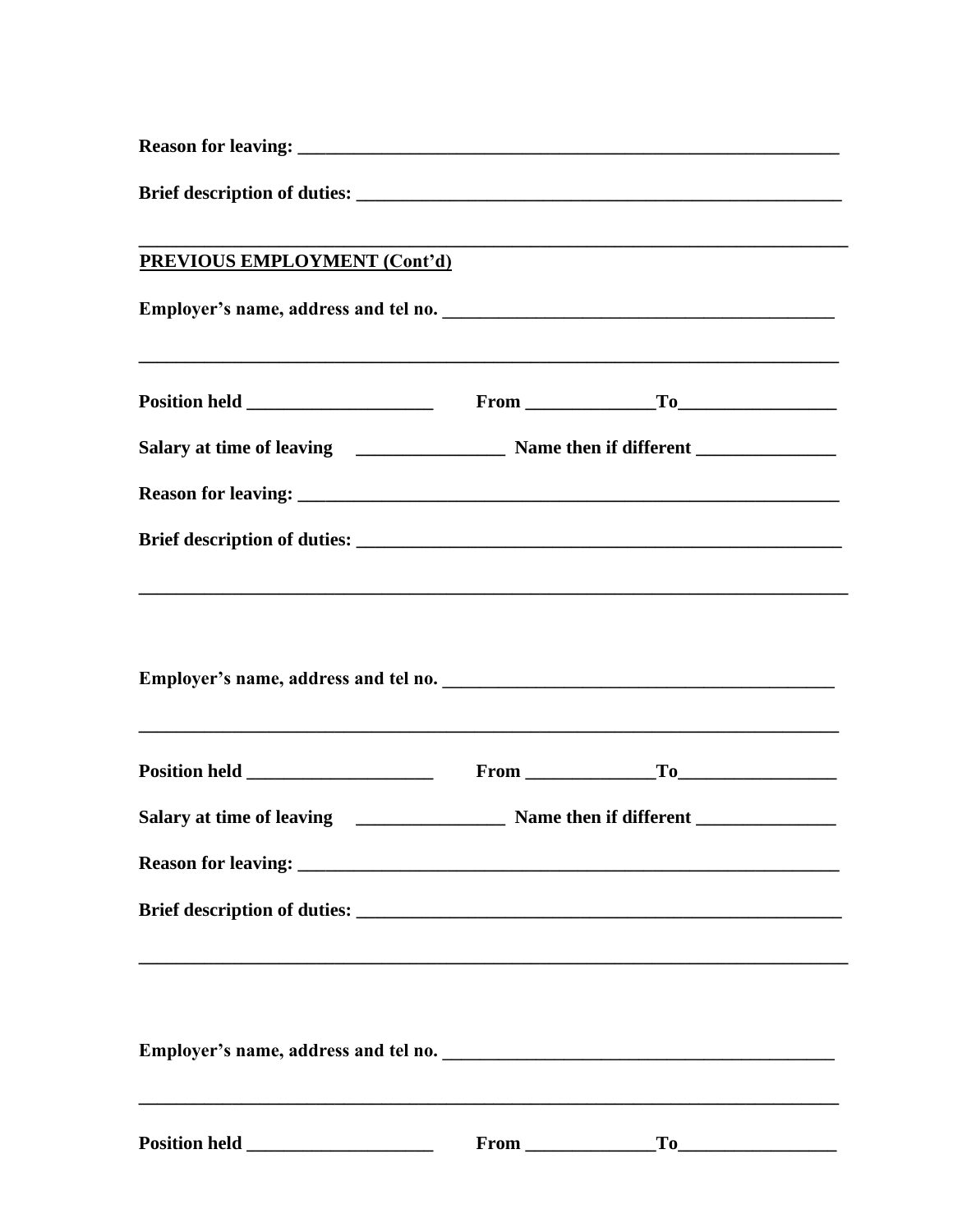**Reason for leaving:** ___________________________________________________________

**Brief description of duties:** ____________________________________________________

_______________________________________________________________________________

**PREVIOUS EMPLOYMENT (Cont'd)**

**Employer's name, address and tel no.** _________________________________________

_______________________________________________________________________________

**Position held** ____________________ **From** ______________ **To** _________________

**Salary at time of leaving** ________________ **Name then if different** _______________

**Reason for leaving:** ___________________________________________________________

**Brief description of duties:** ____________________________________________________

_______________________________________________________________________________

**Employer's name, address and tel no.** _________________________________________

_______________________________________________________________________________

**Position held** ____________________ **From** ______________ **To** _________________

**Salary at time of leaving** ________________ **Name then if different** _______________

**Reason for leaving:** ___________________________________________________________

**Brief description of duties:** ____________________________________________________

_______________________________________________________________________________

**Employer's name, address and tel no.** _________________________________________

_______________________________________________________________________________

**Position held** ____________________ **From** ______________ **To** _________________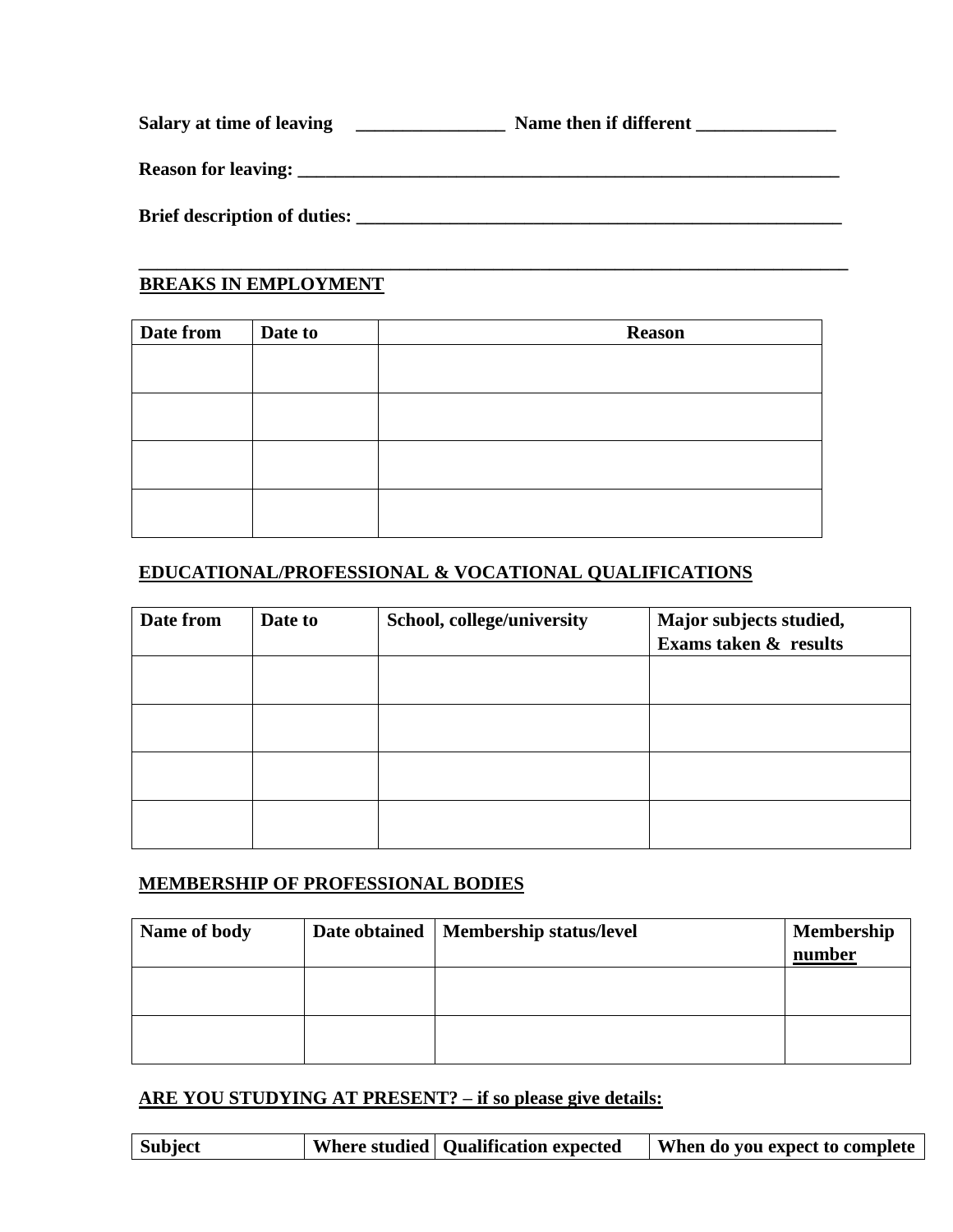**Salary at time of leaving** \_\_\_\_\_\_\_\_\_\_\_\_\_\_\_\_ **Name then if different** \_\_\_\_\_\_\_\_\_\_\_\_\_\_\_

**Reason for leaving:** \_\_\_\_\_\_\_\_\_\_\_\_\_\_\_\_\_\_\_\_\_\_\_\_\_\_\_\_\_\_\_\_\_\_\_\_\_\_\_\_\_\_\_\_\_\_\_\_\_\_\_\_\_\_\_\_\_\_\_\_\_

**Brief description of duties:** \_\_\_\_\_\_\_\_\_\_\_\_\_\_\_\_\_\_\_\_\_\_\_\_\_\_\_\_\_\_\_\_\_\_\_\_\_\_\_\_\_\_\_\_\_\_\_\_\_\_\_\_\_\_\_

\_\_\_\_\_\_\_\_\_\_\_\_\_\_\_\_\_\_\_\_\_\_\_\_\_\_\_\_\_\_\_\_\_\_\_\_\_\_\_\_\_\_\_\_\_\_\_\_\_\_\_\_\_\_\_\_\_\_\_\_\_\_\_\_\_\_\_\_\_\_\_\_\_\_\_\_\_

**BREAKS IN EMPLOYMENT**

| Date from | Date to | Reason |
|---|---|---|
| | | |
| | | |
| | | |
| | | |

**EDUCATIONAL/PROFESSIONAL & VOCATIONAL QUALIFICATIONS**

| Date from | Date to | School, college/university | Major subjects studied, Exams taken & results |
|---|---|---|---|
| | | | |
| | | | |
| | | | |
| | | | |

**MEMBERSHIP OF PROFESSIONAL BODIES**

| Name of body | Date obtained | Membership status/level | Membership number |
|---|---|---|---|
| | | | |
| | | | |

**ARE YOU STUDYING AT PRESENT? – if so please give details:**

| Subject | Where studied | Qualification expected | When do you expect to complete |
|---|---|---|---|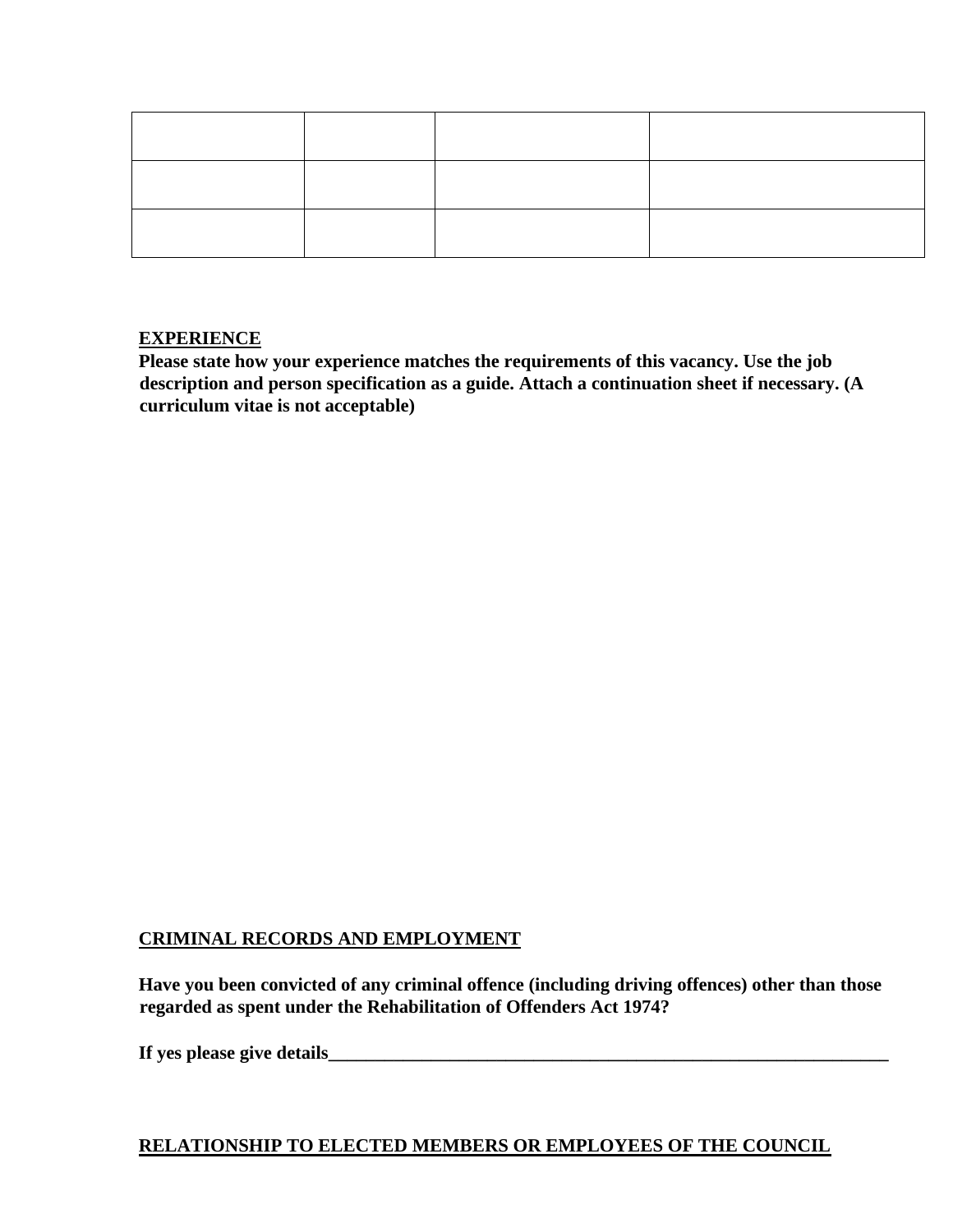| | | | |
|---|---|---|---|
| | | | |
| | | | |
| | | | |

**EXPERIENCE**

**Please state how your experience matches the requirements of this vacancy. Use the job description and person specification as a guide. Attach a continuation sheet if necessary. (A curriculum vitae is not acceptable)**

**CRIMINAL RECORDS AND EMPLOYMENT**

**Have you been convicted of any criminal offence (including driving offences) other than those regarded as spent under the Rehabilitation of Offenders Act 1974?**

**If yes please give details__________________________________________________________________**

**RELATIONSHIP TO ELECTED MEMBERS OR EMPLOYEES OF THE COUNCIL**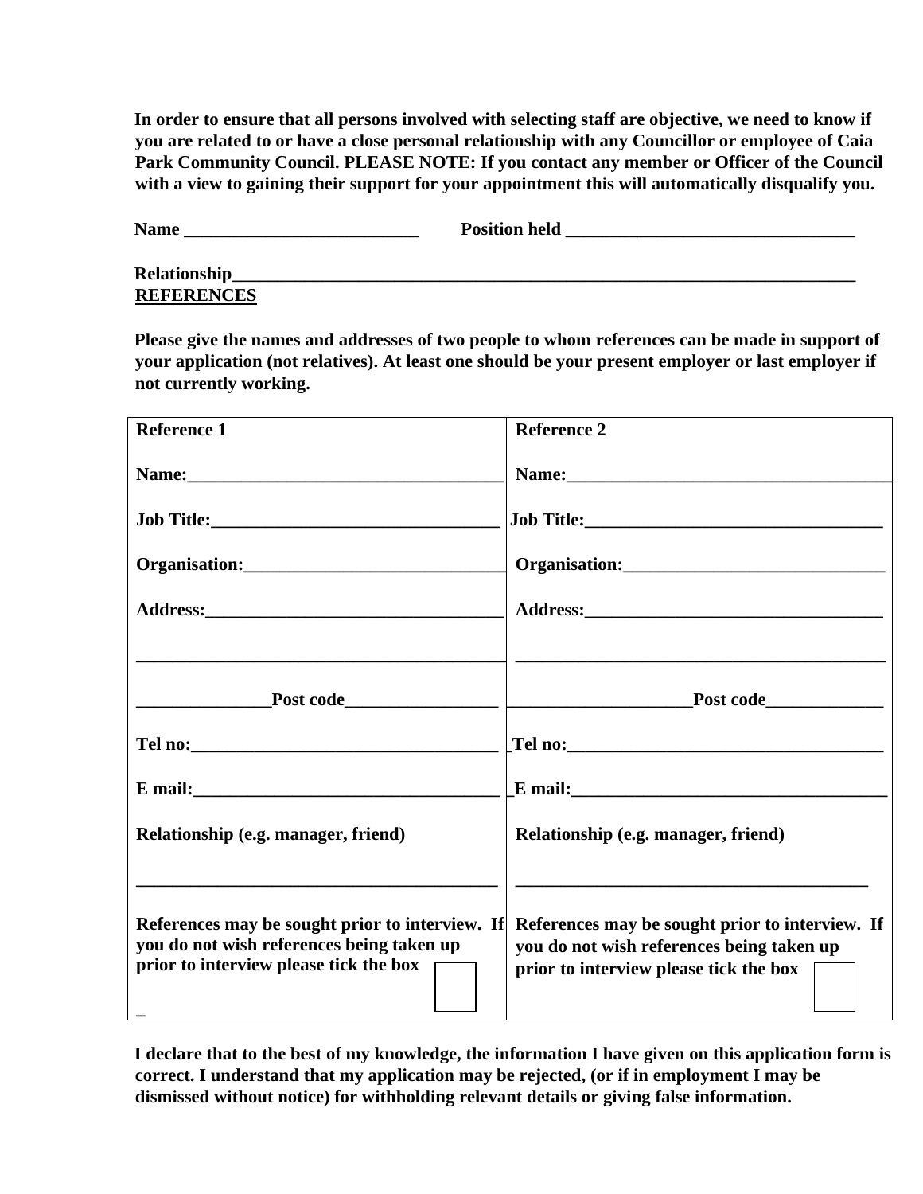**In order to ensure that all persons involved with selecting staff are objective, we need to know if you are related to or have a close personal relationship with any Councillor or employee of Caia Park Community Council. PLEASE NOTE: If you contact any member or Officer of the Council with a view to gaining their support for your appointment this will automatically disqualify you.**

**Name** ___________________________ **Position held** _________________________________

**Relationship**__________________________________________________________________________

**REFERENCES**

**Please give the names and addresses of two people to whom references can be made in support of your application (not relatives). At least one should be your present employer or last employer if not currently working.**

| | |
|---|---|
| **Reference 1** | **Reference 2** |
| **Name:**____________________________________ | **Name:**_____________________________________ |
| **Job Title:**_________________________________ | **Job Title:**_________________________________ |
| **Organisation:**_____________________________ | **Organisation:**_____________________________ |
| **Address:**_________________________________ | **Address:**_________________________________ |
| __________________________________________ | __________________________________________ |
| _______________**Post code**_________________ | ____________________**Post code**_____________ |
| **Tel no:**___________________________________ | **Tel no:**___________________________________ |
| **E mail:**___________________________________ | **E mail:**___________________________________ |
| **Relationship (e.g. manager, friend)** | **Relationship (e.g. manager, friend)** |
| _________________________________________ | ________________________________________ |
| **References may be sought prior to interview. If you do not wish references being taken up prior to interview please tick the box** ☐ | **References may be sought prior to interview. If you do not wish references being taken up prior to interview please tick the box** ☐ |

**I declare that to the best of my knowledge, the information I have given on this application form is correct. I understand that my application may be rejected, (or if in employment I may be dismissed without notice) for withholding relevant details or giving false information.**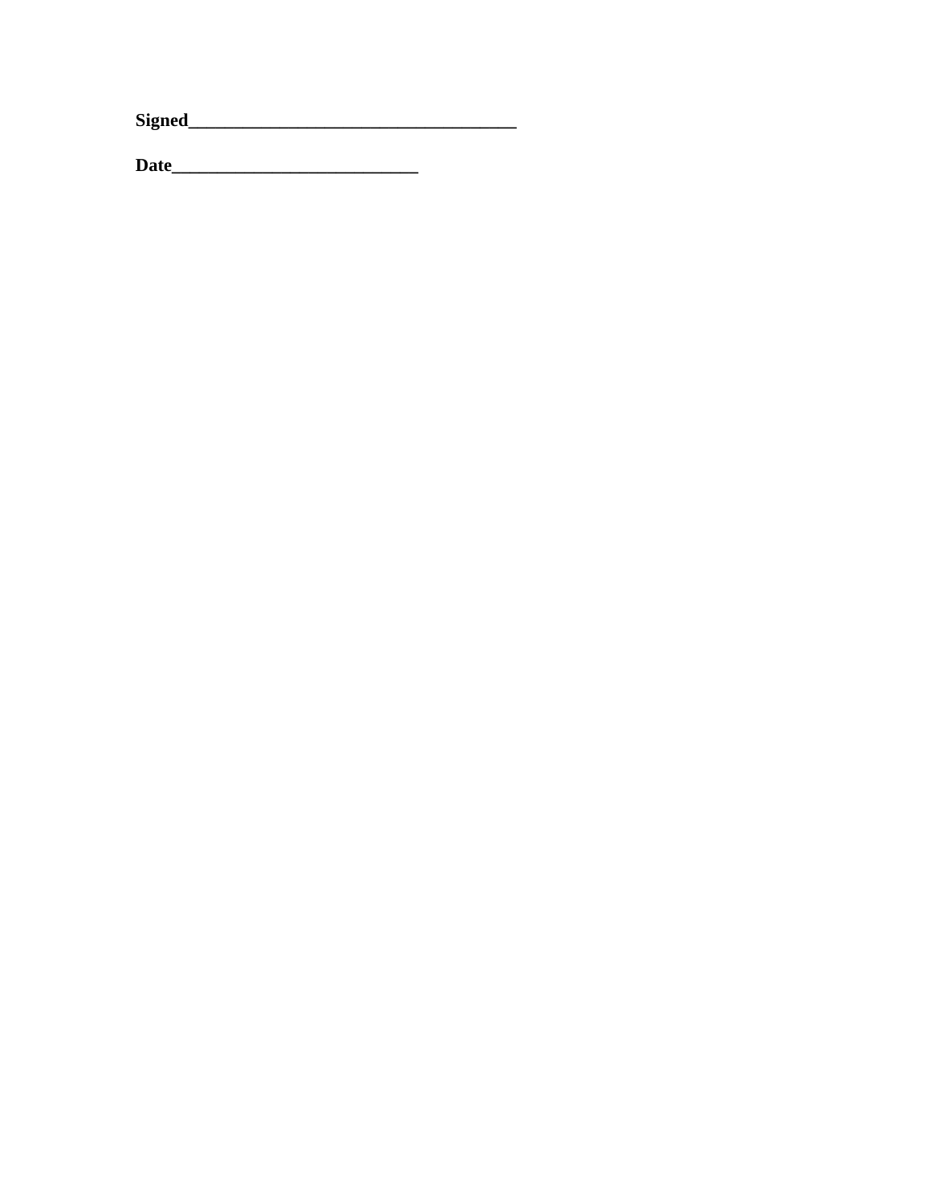**Signed_____________________________________**

**Date____________________________**